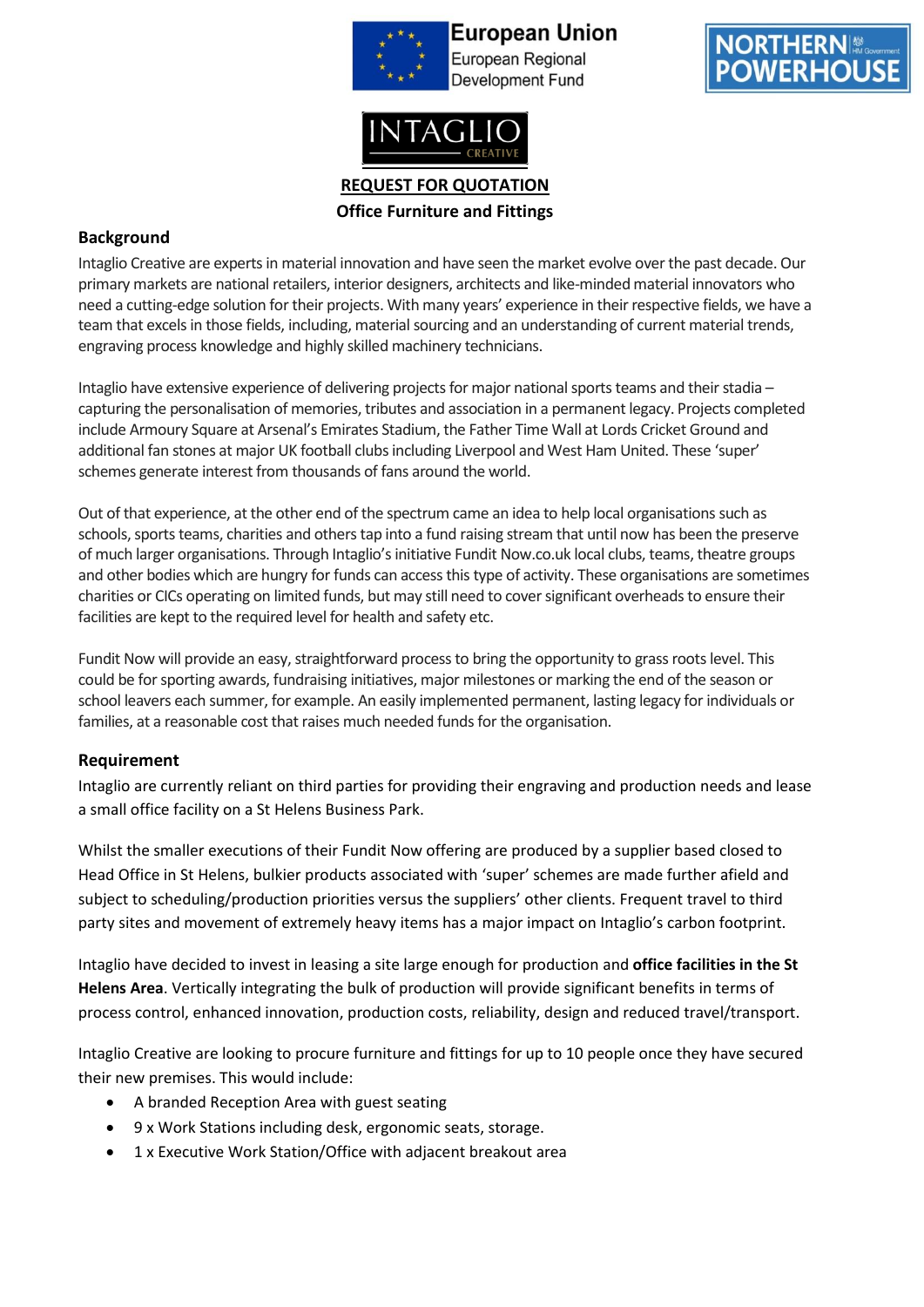European Union
European Regional
Development Fund

NORTHERN POWERHOUSE

INTAGLIO CREATIVE

# REQUEST FOR QUOTATION

**Office Furniture and Fittings**

## Background

Intaglio Creative are experts in material innovation and have seen the market evolve over the past decade. Our primary markets are national retailers, interior designers, architects and like-minded material innovators who need a cutting-edge solution for their projects. With many years' experience in their respective fields, we have a team that excels in those fields, including, material sourcing and an understanding of current material trends, engraving process knowledge and highly skilled machinery technicians.

Intaglio have extensive experience of delivering projects for major national sports teams and their stadia – capturing the personalisation of memories, tributes and association in a permanent legacy. Projects completed include Armoury Square at Arsenal's Emirates Stadium, the Father Time Wall at Lords Cricket Ground and additional fan stones at major UK football clubs including Liverpool and West Ham United. These 'super' schemes generate interest from thousands of fans around the world.

Out of that experience, at the other end of the spectrum came an idea to help local organisations such as schools, sports teams, charities and others tap into a fund raising stream that until now has been the preserve of much larger organisations. Through Intaglio's initiative Fundit Now.co.uk local clubs, teams, theatre groups and other bodies which are hungry for funds can access this type of activity. These organisations are sometimes charities or CICs operating on limited funds, but may still need to cover significant overheads to ensure their facilities are kept to the required level for health and safety etc.

Fundit Now will provide an easy, straightforward process to bring the opportunity to grass roots level. This could be for sporting awards, fundraising initiatives, major milestones or marking the end of the season or school leavers each summer, for example. An easily implemented permanent, lasting legacy for individuals or families, at a reasonable cost that raises much needed funds for the organisation.

## Requirement

Intaglio are currently reliant on third parties for providing their engraving and production needs and lease a small office facility on a St Helens Business Park.

Whilst the smaller executions of their Fundit Now offering are produced by a supplier based closed to Head Office in St Helens, bulkier products associated with 'super' schemes are made further afield and subject to scheduling/production priorities versus the suppliers' other clients. Frequent travel to third party sites and movement of extremely heavy items has a major impact on Intaglio's carbon footprint.

Intaglio have decided to invest in leasing a site large enough for production and **office facilities in the St Helens Area**. Vertically integrating the bulk of production will provide significant benefits in terms of process control, enhanced innovation, production costs, reliability, design and reduced travel/transport.

Intaglio Creative are looking to procure furniture and fittings for up to 10 people once they have secured their new premises. This would include:

- A branded Reception Area with guest seating
- 9 x Work Stations including desk, ergonomic seats, storage.
- 1 x Executive Work Station/Office with adjacent breakout area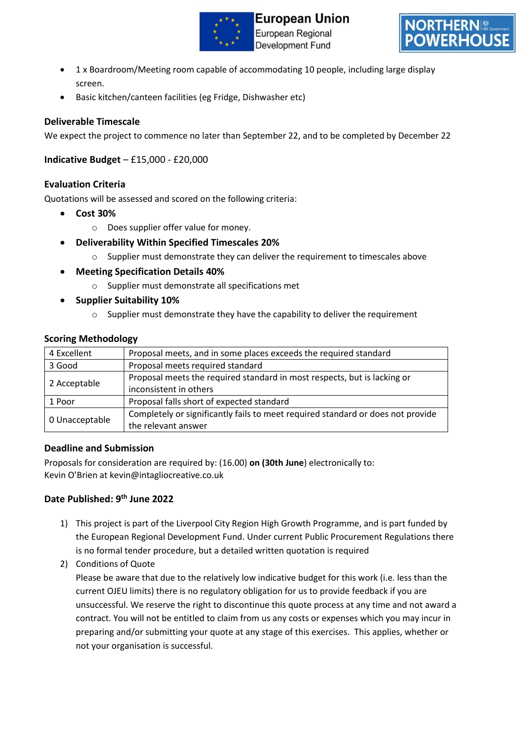- 1 x Boardroom/Meeting room capable of accommodating 10 people, including large display screen.
- Basic kitchen/canteen facilities (eg Fridge, Dishwasher etc)

**Deliverable Timescale**

We expect the project to commence no later than September 22, and to be completed by December 22

**Indicative Budget** – £15,000 - £20,000

**Evaluation Criteria**

Quotations will be assessed and scored on the following criteria:

- **Cost 30%**
  - Does supplier offer value for money.
- **Deliverability Within Specified Timescales 20%**
  - Supplier must demonstrate they can deliver the requirement to timescales above
- **Meeting Specification Details 40%**
  - Supplier must demonstrate all specifications met
- **Supplier Suitability 10%**
  - Supplier must demonstrate they have the capability to deliver the requirement

**Scoring Methodology**

| | |
|---|---|
| 4 Excellent | Proposal meets, and in some places exceeds the required standard |
| 3 Good | Proposal meets required standard |
| 2 Acceptable | Proposal meets the required standard in most respects, but is lacking or inconsistent in others |
| 1 Poor | Proposal falls short of expected standard |
| 0 Unacceptable | Completely or significantly fails to meet required standard or does not provide the relevant answer |

**Deadline and Submission**

Proposals for consideration are required by: (16.00) **on (30th June**) electronically to:
Kevin O'Brien at kevin@intagliocreative.co.uk

**Date Published: 9th June 2022**

1) This project is part of the Liverpool City Region High Growth Programme, and is part funded by the European Regional Development Fund. Under current Public Procurement Regulations there is no formal tender procedure, but a detailed written quotation is required
2) Conditions of Quote
   Please be aware that due to the relatively low indicative budget for this work (i.e. less than the current OJEU limits) there is no regulatory obligation for us to provide feedback if you are unsuccessful. We reserve the right to discontinue this quote process at any time and not award a contract. You will not be entitled to claim from us any costs or expenses which you may incur in preparing and/or submitting your quote at any stage of this exercises. This applies, whether or not your organisation is successful.